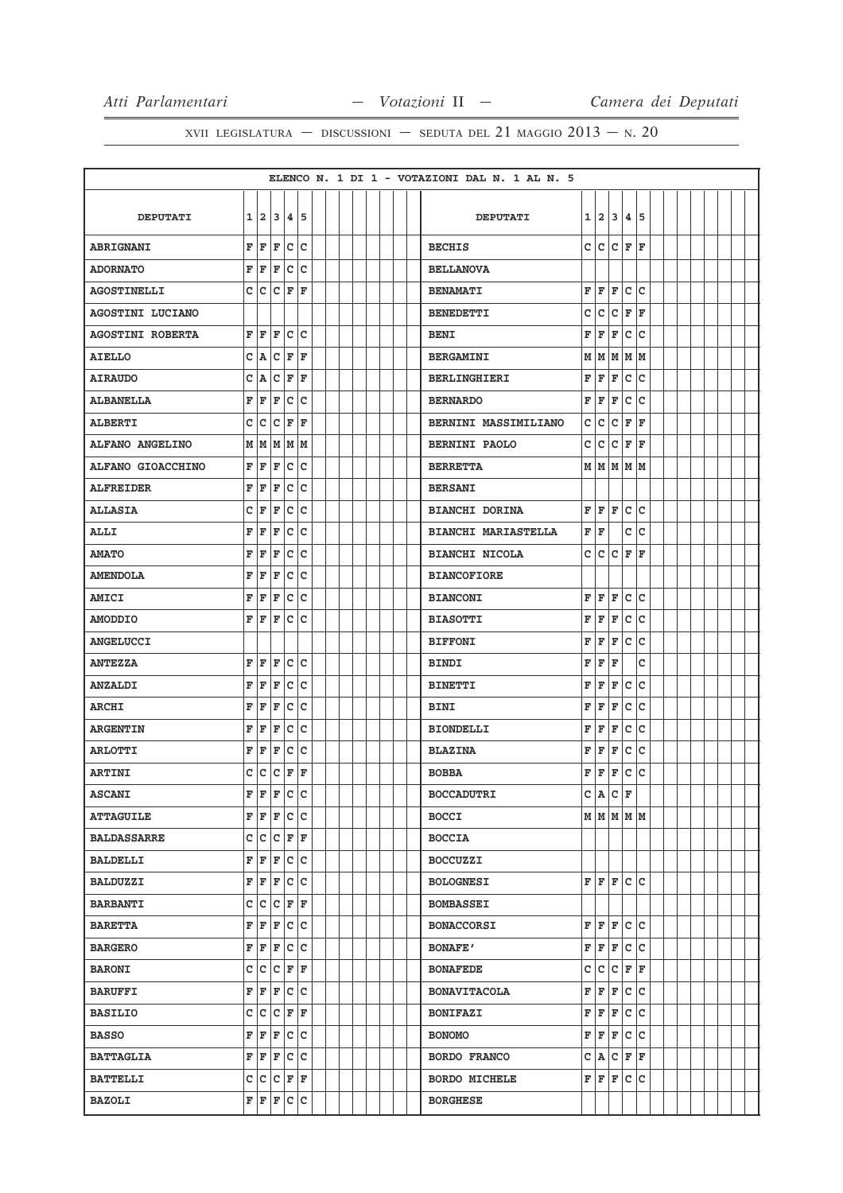XVII LEGISLATURA — DISCUSSIONI — SEDUTA DEL 21 MAGGIO 2013 — N. 20

ELENCO N. 1 DI 1 - VOTAZIONI DAL N. 1 AL N. 5

| DEPUTATI | 1 | 2 | 3 | 4 | 5 | DEPUTATI | 1 | 2 | 3 | 4 | 5 |
|---|---|---|---|---|---|---|---|---|---|---|---|
| ABRIGNANI | F | F | F | C | C | BECHIS | C | C | C | F | F |
| ADORNATO | F | F | F | C | C | BELLANOVA | | | | | |
| AGOSTINELLI | C | C | C | F | F | BENAMATI | F | F | F | C | C |
| AGOSTINI LUCIANO | | | | | | BENEDETTI | C | C | C | F | F |
| AGOSTINI ROBERTA | F | F | F | C | C | BENI | F | F | F | C | C |
| AIELLO | C | A | C | F | F | BERGAMINI | M | M | M | M | M |
| AIRAUDO | C | A | C | F | F | BERLINGHIERI | F | F | F | C | C |
| ALBANELLA | F | F | F | C | C | BERNARDO | F | F | F | C | C |
| ALBERTI | C | C | C | F | F | BERNINI MASSIMILIANO | C | C | C | F | F |
| ALFANO ANGELINO | M | M | M | M | M | BERNINI PAOLO | C | C | C | F | F |
| ALFANO GIOACCHINO | F | F | F | C | C | BERRETTA | M | M | M | M | M |
| ALFREIDER | F | F | F | C | C | BERSANI | | | | | |
| ALLASIA | C | F | F | C | C | BIANCHI DORINA | F | F | F | C | C |
| ALLI | F | F | F | C | C | BIANCHI MARIASTELLA | F | F | | C | C |
| AMATO | F | F | F | C | C | BIANCHI NICOLA | C | C | C | F | F |
| AMENDOLA | F | F | F | C | C | BIANCOFIORE | | | | | |
| AMICI | F | F | F | C | C | BIANCONI | F | F | F | C | C |
| AMODDIO | F | F | F | C | C | BIASOTTI | F | F | F | C | C |
| ANGELUCCI | | | | | | BIFFONI | F | F | F | C | C |
| ANTEZZA | F | F | F | C | C | BINDI | F | F | F | | C |
| ANZALDI | F | F | F | C | C | BINETTI | F | F | F | C | C |
| ARCHI | F | F | F | C | C | BINI | F | F | F | C | C |
| ARGENTIN | F | F | F | C | C | BIONDELLI | F | F | F | C | C |
| ARLOTTI | F | F | F | C | C | BLAZINA | F | F | F | C | C |
| ARTINI | C | C | C | F | F | BOBBA | F | F | F | C | C |
| ASCANI | F | F | F | C | C | BOCCADUTRI | C | A | C | F | |
| ATTAGUILE | F | F | F | C | C | BOCCI | M | M | M | M | M |
| BALDASSARRE | C | C | C | F | F | BOCCIA | | | | | |
| BALDELLI | F | F | F | C | C | BOCCUZZI | | | | | |
| BALDUZZI | F | F | F | C | C | BOLOGNESI | F | F | F | C | C |
| BARBANTI | C | C | C | F | F | BOMBASSEI | | | | | |
| BARETTA | F | F | F | C | C | BONACCORSI | F | F | F | C | C |
| BARGERO | F | F | F | C | C | BONAFE' | F | F | F | C | C |
| BARONI | C | C | C | F | F | BONAFEDE | C | C | C | F | F |
| BARUFFI | F | F | F | C | C | BONAVITACOLA | F | F | F | C | C |
| BASILIO | C | C | C | F | F | BONIFAZI | F | F | F | C | C |
| BASSO | F | F | F | C | C | BONOMO | F | F | F | C | C |
| BATTAGLIA | F | F | F | C | C | BORDO FRANCO | C | A | C | F | F |
| BATTELLI | C | C | C | F | F | BORDO MICHELE | F | F | F | C | C |
| BAZOLI | F | F | F | C | C | BORGHESE | | | | | |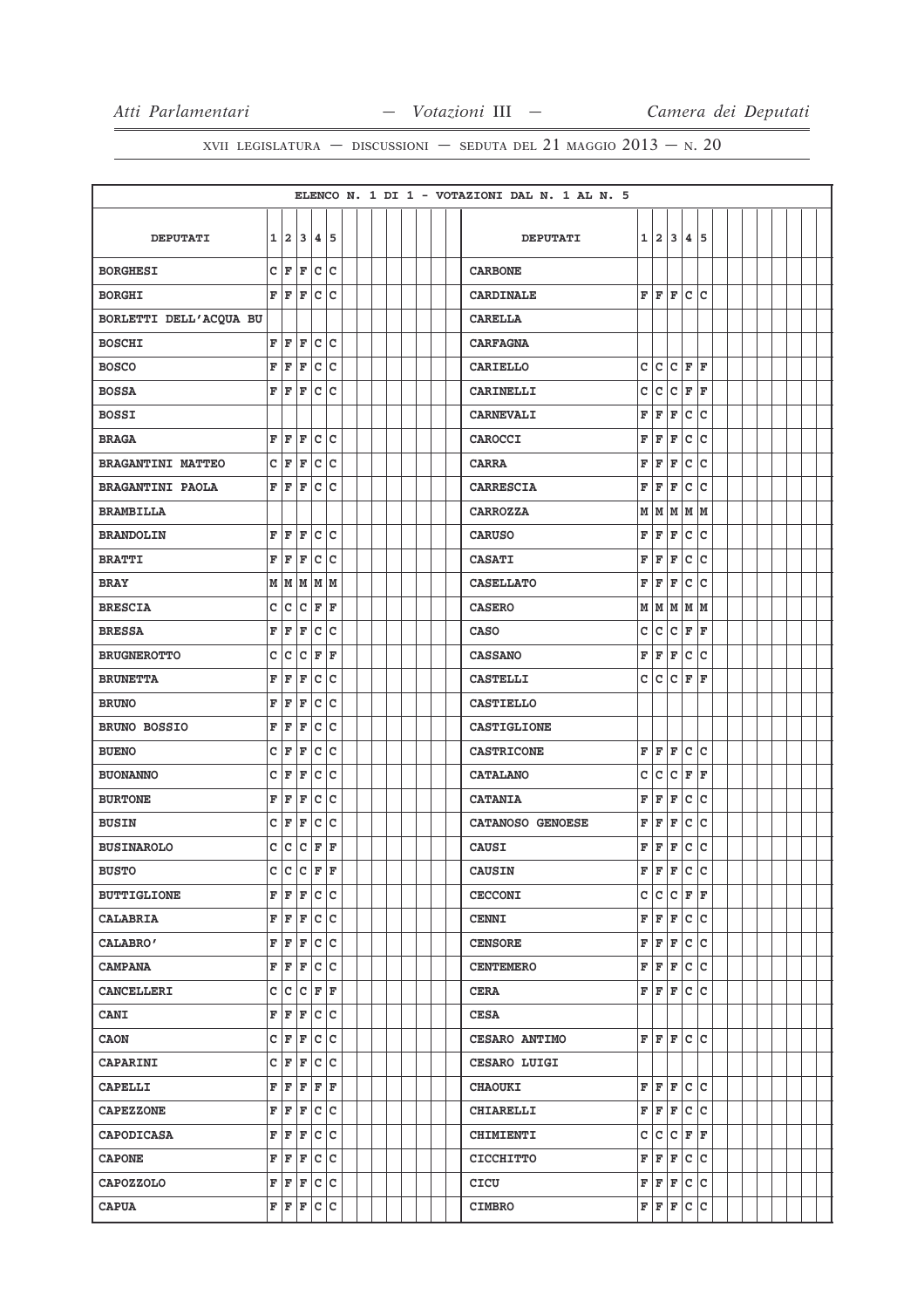XVII LEGISLATURA — DISCUSSIONI — SEDUTA DEL 21 MAGGIO 2013 — N. 20

| ELENCO N. 1 DI 1 - VOTAZIONI DAL N. 1 AL N. 5 | | | | | | | | | | | |
|---|---|---|---|---|---|---|---|---|---|---|---|
| DEPUTATI | 1 | 2 | 3 | 4 | 5 | DEPUTATI | 1 | 2 | 3 | 4 | 5 |
| BORGHESI | C | F | F | C | C | CARBONE | | | | | |
| BORGHI | F | F | F | C | C | CARDINALE | F | F | F | C | C |
| BORLETTI DELL'ACQUA BU | | | | | | CARELLA | | | | | |
| BOSCHI | F | F | F | C | C | CARFAGNA | | | | | |
| BOSCO | F | F | F | C | C | CARIELLO | C | C | C | F | F |
| BOSSA | F | F | F | C | C | CARINELLI | C | C | C | F | F |
| BOSSI | | | | | | CARNEVALI | F | F | F | C | C |
| BRAGA | F | F | F | C | C | CAROCCI | F | F | F | C | C |
| BRAGANTINI MATTEO | C | F | F | C | C | CARRA | F | F | F | C | C |
| BRAGANTINI PAOLA | F | F | F | C | C | CARRESCIA | F | F | F | C | C |
| BRAMBILLA | | | | | | CARROZZA | M | M | M | M | M |
| BRANDOLIN | F | F | F | C | C | CARUSO | F | F | F | C | C |
| BRATTI | F | F | F | C | C | CASATI | F | F | F | C | C |
| BRAY | M | M | M | M | M | CASELLATO | F | F | F | C | C |
| BRESCIA | C | C | C | F | F | CASERO | M | M | M | M | M |
| BRESSA | F | F | F | C | C | CASO | C | C | C | F | F |
| BRUGNEROTTO | C | C | C | F | F | CASSANO | F | F | F | C | C |
| BRUNETTA | F | F | F | C | C | CASTELLI | C | C | C | F | F |
| BRUNO | F | F | F | C | C | CASTIELLO | | | | | |
| BRUNO BOSSIO | F | F | F | C | C | CASTIGLIONE | | | | | |
| BUENO | C | F | F | C | C | CASTRICONE | F | F | F | C | C |
| BUONANNO | C | F | F | C | C | CATALANO | C | C | C | F | F |
| BURTONE | F | F | F | C | C | CATANIA | F | F | F | C | C |
| BUSIN | C | F | F | C | C | CATANOSO GENOESE | F | F | F | C | C |
| BUSINAROLO | C | C | C | F | F | CAUSI | F | F | F | C | C |
| BUSTO | C | C | C | F | F | CAUSIN | F | F | F | C | C |
| BUTTIGLIONE | F | F | F | C | C | CECCONI | C | C | C | F | F |
| CALABRIA | F | F | F | C | C | CENNI | F | F | F | C | C |
| CALABRO' | F | F | F | C | C | CENSORE | F | F | F | C | C |
| CAMPANA | F | F | F | C | C | CENTEMERO | F | F | F | C | C |
| CANCELLERI | C | C | C | F | F | CERA | F | F | F | C | C |
| CANI | F | F | F | C | C | CESA | | | | | |
| CAON | C | F | F | C | C | CESARO ANTIMO | F | F | F | C | C |
| CAPARINI | C | F | F | C | C | CESARO LUIGI | | | | | |
| CAPELLI | F | F | F | F | F | CHAOUKI | F | F | F | C | C |
| CAPEZZONE | F | F | F | C | C | CHIARELLI | F | F | F | C | C |
| CAPODICASA | F | F | F | C | C | CHIMIENTI | C | C | C | F | F |
| CAPONE | F | F | F | C | C | CICCHITTO | F | F | F | C | C |
| CAPOZZOLO | F | F | F | C | C | CICU | F | F | F | C | C |
| CAPUA | F | F | F | C | C | CIMBRO | F | F | F | C | C |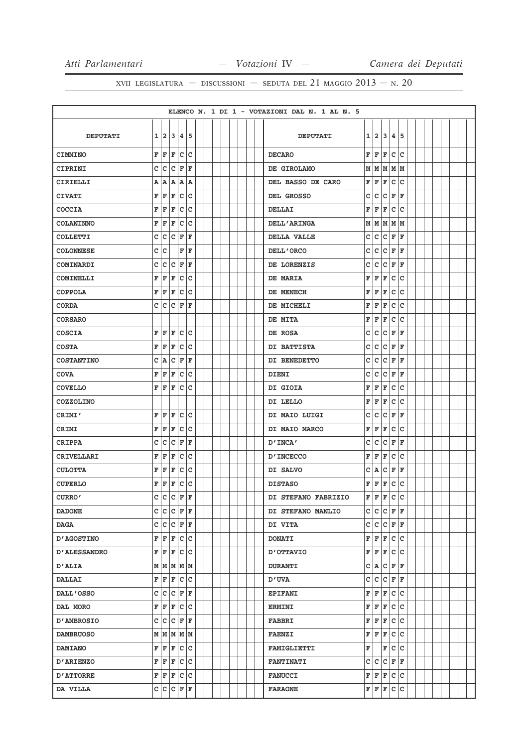XVII LEGISLATURA — DISCUSSIONI — SEDUTA DEL 21 MAGGIO 2013 — N. 20

ELENCO N. 1 DI 1 - VOTAZIONI DAL N. 1 AL N. 5

| DEPUTATI | 1 | 2 | 3 | 4 | 5 | DEPUTATI | 1 | 2 | 3 | 4 | 5 |
|---|---|---|---|---|---|---|---|---|---|---|---|
| CIMMINO | F | F | F | C | C | DECARO | F | F | F | C | C |
| CIPRINI | C | C | C | F | F | DE GIROLAMO | M | M | M | M | M |
| CIRIELLI | A | A | A | A | A | DEL BASSO DE CARO | F | F | F | C | C |
| CIVATI | F | F | F | C | C | DEL GROSSO | C | C | C | F | F |
| COCCIA | F | F | F | C | C | DELLAI | F | F | F | C | C |
| COLANINNO | F | F | F | C | C | DELL'ARINGA | M | M | M | M | M |
| COLLETTI | C | C | C | F | F | DELLA VALLE | C | C | C | F | F |
| COLONNESE | C | C | | F | F | DELL'ORCO | C | C | C | F | F |
| COMINARDI | C | C | C | F | F | DE LORENZIS | C | C | C | F | F |
| COMINELLI | F | F | F | C | C | DE MARIA | F | F | F | C | C |
| COPPOLA | F | F | F | C | C | DE MENECH | F | F | F | C | C |
| CORDA | C | C | C | F | F | DE MICHELI | F | F | F | C | C |
| CORSARO | | | | | | DE MITA | F | F | F | C | C |
| COSCIA | F | F | F | C | C | DE ROSA | C | C | C | F | F |
| COSTA | F | F | F | C | C | DI BATTISTA | C | C | C | F | F |
| COSTANTINO | C | A | C | F | F | DI BENEDETTO | C | C | C | F | F |
| COVA | F | F | F | C | C | DIENI | C | C | C | F | F |
| COVELLO | F | F | F | C | C | DI GIOIA | F | F | F | C | C |
| COZZOLINO | | | | | | DI LELLO | F | F | F | C | C |
| CRIMI' | F | F | F | C | C | DI MAIO LUIGI | C | C | C | F | F |
| CRIMI | F | F | F | C | C | DI MAIO MARCO | F | F | F | C | C |
| CRIPPA | C | C | C | F | F | D'INCA' | C | C | C | F | F |
| CRIVELLARI | F | F | F | C | C | D'INCECCO | F | F | F | C | C |
| CULOTTA | F | F | F | C | C | DI SALVO | C | A | C | F | F |
| CUPERLO | F | F | F | C | C | DISTASO | F | F | F | C | C |
| CURRO' | C | C | C | F | F | DI STEFANO FABRIZIO | F | F | F | C | C |
| DADONE | C | C | C | F | F | DI STEFANO MANLIO | C | C | C | F | F |
| DAGA | C | C | C | F | F | DI VITA | C | C | C | F | F |
| D'AGOSTINO | F | F | F | C | C | DONATI | F | F | F | C | C |
| D'ALESSANDRO | F | F | F | C | C | D'OTTAVIO | F | F | F | C | C |
| D'ALIA | M | M | M | M | M | DURANTI | C | A | C | F | F |
| DALLAI | F | F | F | C | C | D'UVA | C | C | C | F | F |
| DALL'OSSO | C | C | C | F | F | EPIFANI | F | F | F | C | C |
| DAL MORO | F | F | F | C | C | ERMINI | F | F | F | C | C |
| D'AMBROSIO | C | C | C | F | F | FABBRI | F | F | F | C | C |
| DAMBRUOSO | M | M | M | M | M | FAENZI | F | F | F | C | C |
| DAMIANO | F | F | F | C | C | FAMIGLIETTI | F | | F | C | C |
| D'ARIENZO | F | F | F | C | C | FANTINATI | C | C | C | F | F |
| D'ATTORRE | F | F | F | C | C | FANUCCI | F | F | F | C | C |
| DA VILLA | C | C | C | F | F | FARAONE | F | F | F | C | C |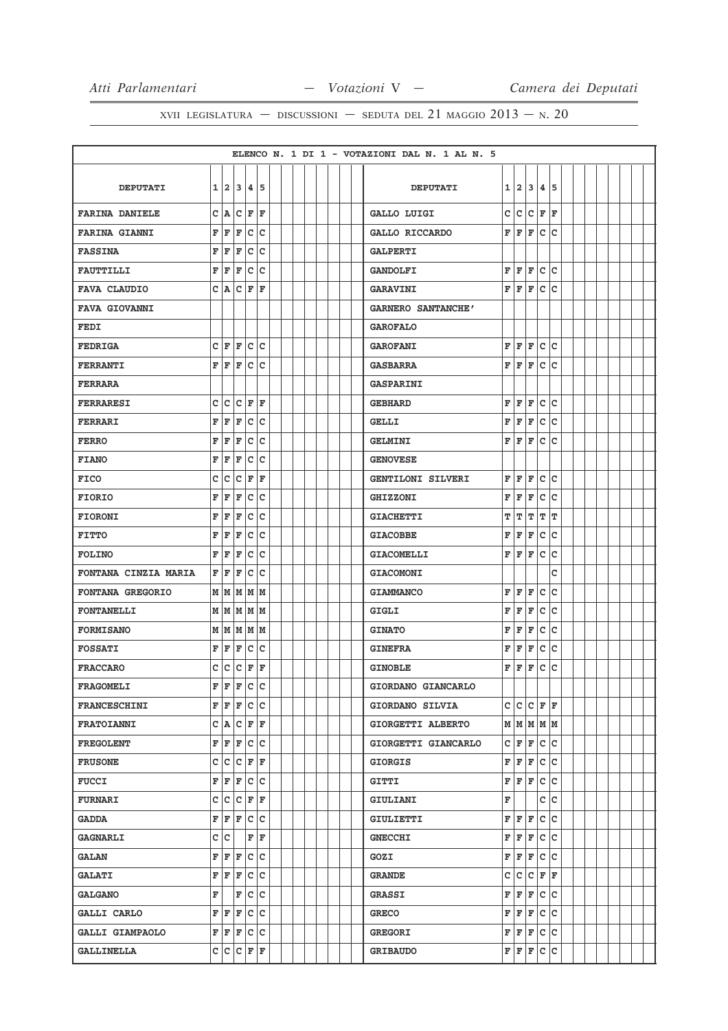ELENCO N. 1 DI 1 - VOTAZIONI DAL N. 1 AL N. 5

| DEPUTATI | 1 | 2 | 3 | 4 | 5 | DEPUTATI | 1 | 2 | 3 | 4 | 5 |
|---|---|---|---|---|---|---|---|---|---|---|---|
| FARINA DANIELE | C | A | C | F | F | GALLO LUIGI | C | C | C | F | F |
| FARINA GIANNI | F | F | F | C | C | GALLO RICCARDO | F | F | F | C | C |
| FASSINA | F | F | F | C | C | GALPERTI | | | | | |
| FAUTTILLI | F | F | F | C | C | GANDOLFI | F | F | F | C | C |
| FAVA CLAUDIO | C | A | C | F | F | GARAVINI | F | F | F | C | C |
| FAVA GIOVANNI | | | | | | GARNERO SANTANCHE' | | | | | |
| FEDI | | | | | | GAROFALO | | | | | |
| FEDRIGA | C | F | F | C | C | GAROFANI | F | F | F | C | C |
| FERRANTI | F | F | F | C | C | GASBARRA | F | F | F | C | C |
| FERRARA | | | | | | GASPARINI | | | | | |
| FERRARESI | C | C | C | F | F | GEBHARD | F | F | F | C | C |
| FERRARI | F | F | F | C | C | GELLI | F | F | F | C | C |
| FERRO | F | F | F | C | C | GELMINI | F | F | F | C | C |
| FIANO | F | F | F | C | C | GENOVESE | | | | | |
| FICO | C | C | C | F | F | GENTILONI SILVERI | F | F | F | C | C |
| FIORIO | F | F | F | C | C | GHIZZONI | F | F | F | C | C |
| FIORONI | F | F | F | C | C | GIACHETTI | T | T | T | T | T |
| FITTO | F | F | F | C | C | GIACOBBE | F | F | F | C | C |
| FOLINO | F | F | F | C | C | GIACOMELLI | F | F | F | C | C |
| FONTANA CINZIA MARIA | F | F | F | C | C | GIACOMONI | | | | | C |
| FONTANA GREGORIO | M | M | M | M | M | GIAMMANCO | F | F | F | C | C |
| FONTANELLI | M | M | M | M | M | GIGLI | F | F | F | C | C |
| FORMISANO | M | M | M | M | M | GINATO | F | F | F | C | C |
| FOSSATI | F | F | F | C | C | GINEFRA | F | F | F | C | C |
| FRACCARO | C | C | C | F | F | GINOBLE | F | F | F | C | C |
| FRAGOMELI | F | F | F | C | C | GIORDANO GIANCARLO | | | | | |
| FRANCESCHINI | F | F | F | C | C | GIORDANO SILVIA | C | C | C | F | F |
| FRATOIANNI | C | A | C | F | F | GIORGETTI ALBERTO | M | M | M | M | M |
| FREGOLENT | F | F | F | C | C | GIORGETTI GIANCARLO | C | F | F | C | C |
| FRUSONE | C | C | C | F | F | GIORGIS | F | F | F | C | C |
| FUCCI | F | F | F | C | C | GITTI | F | F | F | C | C |
| FURNARI | C | C | C | F | F | GIULIANI | F | | | C | C |
| GADDA | F | F | F | C | C | GIULIETTI | F | F | F | C | C |
| GAGNARLI | C | C | | F | F | GNECCHI | F | F | F | C | C |
| GALAN | F | F | F | C | C | GOZI | F | F | F | C | C |
| GALATI | F | F | F | C | C | GRANDE | C | C | C | F | F |
| GALGANO | F | | F | C | C | GRASSI | F | F | F | C | C |
| GALLI CARLO | F | F | F | C | C | GRECO | F | F | F | C | C |
| GALLI GIAMPAOLO | F | F | F | C | C | GREGORI | F | F | F | C | C |
| GALLINELLA | C | C | C | F | F | GRIBAUDO | F | F | F | C | C |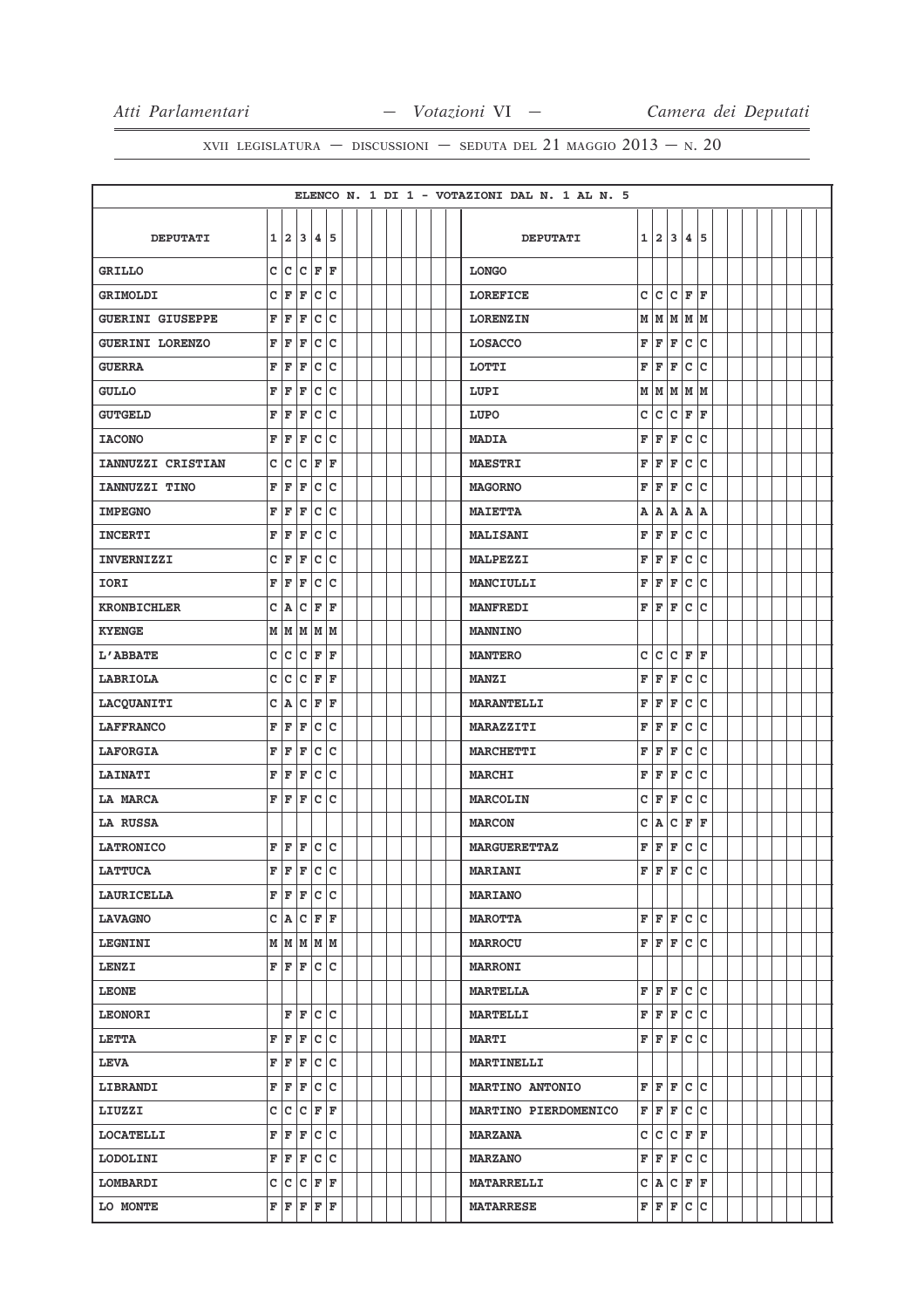XVII LEGISLATURA — DISCUSSIONI — SEDUTA DEL 21 MAGGIO 2013 — N. 20

ELENCO N. 1 DI 1 - VOTAZIONI DAL N. 1 AL N. 5

| DEPUTATI | 1 | 2 | 3 | 4 | 5 | DEPUTATI | 1 | 2 | 3 | 4 | 5 |
|---|---|---|---|---|---|---|---|---|---|---|---|
| GRILLO | C | C | C | F | F | LONGO | | | | | |
| GRIMOLDI | C | F | F | C | C | LOREFICE | C | C | C | F | F |
| GUERINI GIUSEPPE | F | F | F | C | C | LORENZIN | M | M | M | M | M |
| GUERINI LORENZO | F | F | F | C | C | LOSACCO | F | F | F | C | C |
| GUERRA | F | F | F | C | C | LOTTI | F | F | F | C | C |
| GULLO | F | F | F | C | C | LUPI | M | M | M | M | M |
| GUTGELD | F | F | F | C | C | LUPO | C | C | C | F | F |
| IACONO | F | F | F | C | C | MADIA | F | F | F | C | C |
| IANNUZZI CRISTIAN | C | C | C | F | F | MAESTRI | F | F | F | C | C |
| IANNUZZI TINO | F | F | F | C | C | MAGORNO | F | F | F | C | C |
| IMPEGNO | F | F | F | C | C | MAIETTA | A | A | A | A | A |
| INCERTI | F | F | F | C | C | MALISANI | F | F | F | C | C |
| INVERNIZZI | C | F | F | C | C | MALPEZZI | F | F | F | C | C |
| IORI | F | F | F | C | C | MANCIULLI | F | F | F | C | C |
| KRONBICHLER | C | A | C | F | F | MANFREDI | F | F | F | C | C |
| KYENGE | M | M | M | M | M | MANNINO | | | | | |
| L'ABBATE | C | C | C | F | F | MANTERO | C | C | C | F | F |
| LABRIOLA | C | C | C | F | F | MANZI | F | F | F | C | C |
| LACQUANITI | C | A | C | F | F | MARANTELLI | F | F | F | C | C |
| LAFFRANCO | F | F | F | C | C | MARAZZITI | F | F | F | C | C |
| LAFORGIA | F | F | F | C | C | MARCHETTI | F | F | F | C | C |
| LAINATI | F | F | F | C | C | MARCHI | F | F | F | C | C |
| LA MARCA | F | F | F | C | C | MARCOLIN | C | F | F | C | C |
| LA RUSSA | | | | | | MARCON | C | A | C | F | F |
| LATRONICO | F | F | F | C | C | MARGUERETTAZ | F | F | F | C | C |
| LATTUCA | F | F | F | C | C | MARIANI | F | F | F | C | C |
| LAURICELLA | F | F | F | C | C | MARIANO | | | | | |
| LAVAGNO | C | A | C | F | F | MAROTTA | F | F | F | C | C |
| LEGNINI | M | M | M | M | M | MARROCU | F | F | F | C | C |
| LENZI | F | F | F | C | C | MARRONI | | | | | |
| LEONE | | | | | | MARTELLA | F | F | F | C | C |
| LEONORI | | F | F | C | C | MARTELLI | F | F | F | C | C |
| LETTA | F | F | F | C | C | MARTI | F | F | F | C | C |
| LEVA | F | F | F | C | C | MARTINELLI | | | | | |
| LIBRANDI | F | F | F | C | C | MARTINO ANTONIO | F | F | F | C | C |
| LIUZZI | C | C | C | F | F | MARTINO PIERDOMENICO | F | F | F | C | C |
| LOCATELLI | F | F | F | C | C | MARZANA | C | C | C | F | F |
| LODOLINI | F | F | F | C | C | MARZANO | F | F | F | C | C |
| LOMBARDI | C | C | C | F | F | MATARRELLI | C | A | C | F | F |
| LO MONTE | F | F | F | F | F | MATARRESE | F | F | F | C | C |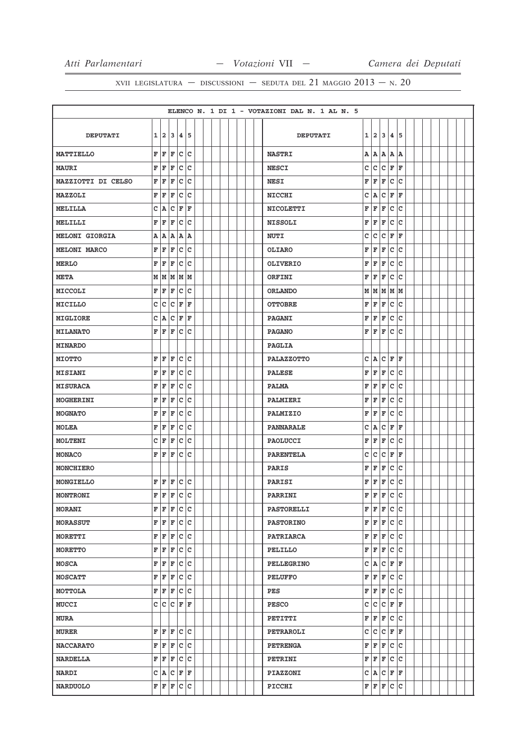XVII LEGISLATURA — DISCUSSIONI — SEDUTA DEL 21 MAGGIO 2013 — N. 20

ELENCO N. 1 DI 1 - VOTAZIONI DAL N. 1 AL N. 5

| DEPUTATI | 1 | 2 | 3 | 4 | 5 | DEPUTATI | 1 | 2 | 3 | 4 | 5 |
|---|---|---|---|---|---|---|---|---|---|---|---|
| MATTIELLO | F | F | F | C | C | NASTRI | A | A | A | A | A |
| MAURI | F | F | F | C | C | NESCI | C | C | C | F | F |
| MAZZIOTTI DI CELSO | F | F | F | C | C | NESI | F | F | F | C | C |
| MAZZOLI | F | F | F | C | C | NICCHI | C | A | C | F | F |
| MELILLA | C | A | C | F | F | NICOLETTI | F | F | F | C | C |
| MELILLI | F | F | F | C | C | NISSOLI | F | F | F | C | C |
| MELONI GIORGIA | A | A | A | A | A | NUTI | C | C | C | F | F |
| MELONI MARCO | F | F | F | C | C | OLIARO | F | F | F | C | C |
| MERLO | F | F | F | C | C | OLIVERIO | F | F | F | C | C |
| META | M | M | M | M | M | ORFINI | F | F | F | C | C |
| MICCOLI | F | F | F | C | C | ORLANDO | M | M | M | M | M |
| MICILLO | C | C | C | F | F | OTTOBRE | F | F | F | C | C |
| MIGLIORE | C | A | C | F | F | PAGANI | F | F | F | C | C |
| MILANATO | F | F | F | C | C | PAGANO | F | F | F | C | C |
| MINARDO | | | | | | PAGLIA | | | | | |
| MIOTTO | F | F | F | C | C | PALAZZOTTO | C | A | C | F | F |
| MISIANI | F | F | F | C | C | PALESE | F | F | F | C | C |
| MISURACA | F | F | F | C | C | PALMA | F | F | F | C | C |
| MOGHERINI | F | F | F | C | C | PALMIERI | F | F | F | C | C |
| MOGNATO | F | F | F | C | C | PALMIZIO | F | F | F | C | C |
| MOLEA | F | F | F | C | C | PANNARALE | C | A | C | F | F |
| MOLTENI | C | F | F | C | C | PAOLUCCI | F | F | F | C | C |
| MONACO | F | F | F | C | C | PARENTELA | C | C | C | F | F |
| MONCHIERO | | | | | | PARIS | F | F | F | C | C |
| MONGIELLO | F | F | F | C | C | PARISI | F | F | F | C | C |
| MONTRONI | F | F | F | C | C | PARRINI | F | F | F | C | C |
| MORANI | F | F | F | C | C | PASTORELLI | F | F | F | C | C |
| MORASSUT | F | F | F | C | C | PASTORINO | F | F | F | C | C |
| MORETTI | F | F | F | C | C | PATRIARCA | F | F | F | C | C |
| MORETTO | F | F | F | C | C | PELILLO | F | F | F | C | C |
| MOSCA | F | F | F | C | C | PELLEGRINO | C | A | C | F | F |
| MOSCATT | F | F | F | C | C | PELUFFO | F | F | F | C | C |
| MOTTOLA | F | F | F | C | C | PES | F | F | F | C | C |
| MUCCI | C | C | C | F | F | PESCO | C | C | C | F | F |
| MURA | | | | | | PETITTI | F | F | F | C | C |
| MURER | F | F | F | C | C | PETRAROLI | C | C | C | F | F |
| NACCARATO | F | F | F | C | C | PETRENGA | F | F | F | C | C |
| NARDELLA | F | F | F | C | C | PETRINI | F | F | F | C | C |
| NARDI | C | A | C | F | F | PIAZZONI | C | A | C | F | F |
| NARDUOLO | F | F | F | C | C | PICCHI | F | F | F | C | C |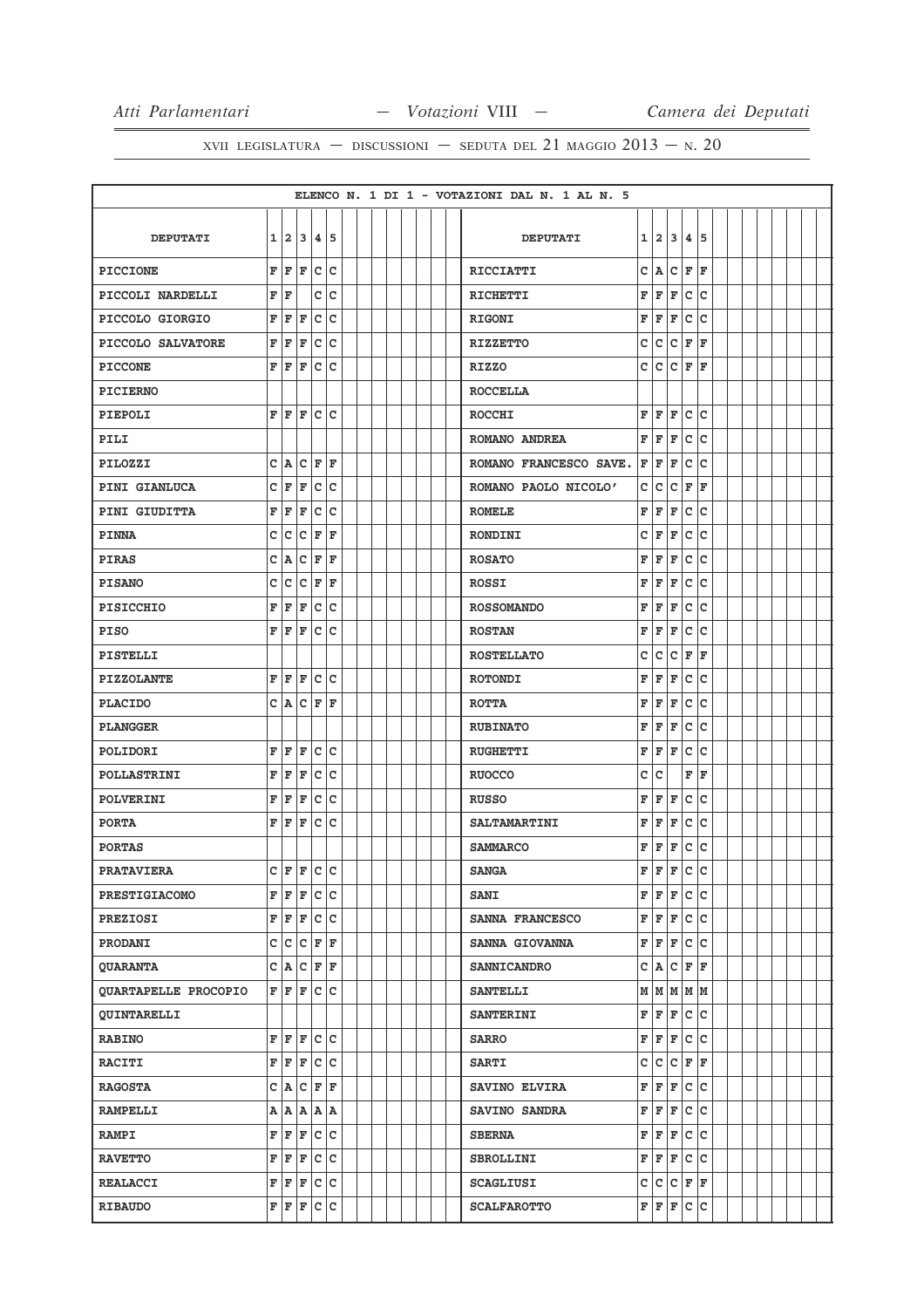ELENCO N. 1 DI 1 - VOTAZIONI DAL N. 1 AL N. 5

| DEPUTATI | 1 | 2 | 3 | 4 | 5 | DEPUTATI | 1 | 2 | 3 | 4 | 5 |
|---|---|---|---|---|---|---|---|---|---|---|---|
| PICCIONE | F | F | F | C | C | RICCIATTI | C | A | C | F | F |
| PICCOLI NARDELLI | F | F | | C | C | RICHETTI | F | F | F | C | C |
| PICCOLO GIORGIO | F | F | F | C | C | RIGONI | F | F | F | C | C |
| PICCOLO SALVATORE | F | F | F | C | C | RIZZETTO | C | C | C | F | F |
| PICCONE | F | F | F | C | C | RIZZO | C | C | C | F | F |
| PICIERNO | | | | | | ROCCELLA | | | | | |
| PIEPOLI | F | F | F | C | C | ROCCHI | F | F | F | C | C |
| PILI | | | | | | ROMANO ANDREA | F | F | F | C | C |
| PILOZZI | C | A | C | F | F | ROMANO FRANCESCO SAVE. | F | F | F | C | C |
| PINI GIANLUCA | C | F | F | C | C | ROMANO PAOLO NICOLO' | C | C | C | F | F |
| PINI GIUDITTA | F | F | F | C | C | ROMELE | F | F | F | C | C |
| PINNA | C | C | C | F | F | RONDINI | C | F | F | C | C |
| PIRAS | C | A | C | F | F | ROSATO | F | F | F | C | C |
| PISANO | C | C | C | F | F | ROSSI | F | F | F | C | C |
| PISICCHIO | F | F | F | C | C | ROSSOMANDO | F | F | F | C | C |
| PISO | F | F | F | C | C | ROSTAN | F | F | F | C | C |
| PISTELLI | | | | | | ROSTELLATO | C | C | C | F | F |
| PIZZOLANTE | F | F | F | C | C | ROTONDI | F | F | F | C | C |
| PLACIDO | C | A | C | F | F | ROTTA | F | F | F | C | C |
| PLANGGER | | | | | | RUBINATO | F | F | F | C | C |
| POLIDORI | F | F | F | C | C | RUGHETTI | F | F | F | C | C |
| POLLASTRINI | F | F | F | C | C | RUOCCO | C | C | | F | F |
| POLVERINI | F | F | F | C | C | RUSSO | F | F | F | C | C |
| PORTA | F | F | F | C | C | SALTAMARTINI | F | F | F | C | C |
| PORTAS | | | | | | SAMMARCO | F | F | F | C | C |
| PRATAVIERA | C | F | F | C | C | SANGA | F | F | F | C | C |
| PRESTIGIACOMO | F | F | F | C | C | SANI | F | F | F | C | C |
| PREZIOSI | F | F | F | C | C | SANNA FRANCESCO | F | F | F | C | C |
| PRODANI | C | C | C | F | F | SANNA GIOVANNA | F | F | F | C | C |
| QUARANTA | C | A | C | F | F | SANNICANDRO | C | A | C | F | F |
| QUARTAPELLE PROCOPIO | F | F | F | C | C | SANTELLI | M | M | M | M | M |
| QUINTARELLI | | | | | | SANTERINI | F | F | F | C | C |
| RABINO | F | F | F | C | C | SARRO | F | F | F | C | C |
| RACITI | F | F | F | C | C | SARTI | C | C | C | F | F |
| RAGOSTA | C | A | C | F | F | SAVINO ELVIRA | F | F | F | C | C |
| RAMPELLI | A | A | A | A | A | SAVINO SANDRA | F | F | F | C | C |
| RAMPI | F | F | F | C | C | SBERNA | F | F | F | C | C |
| RAVETTO | F | F | F | C | C | SBROLLINI | F | F | F | C | C |
| REALACCI | F | F | F | C | C | SCAGLIUSI | C | C | C | F | F |
| RIBAUDO | F | F | F | C | C | SCALFAROTTO | F | F | F | C | C |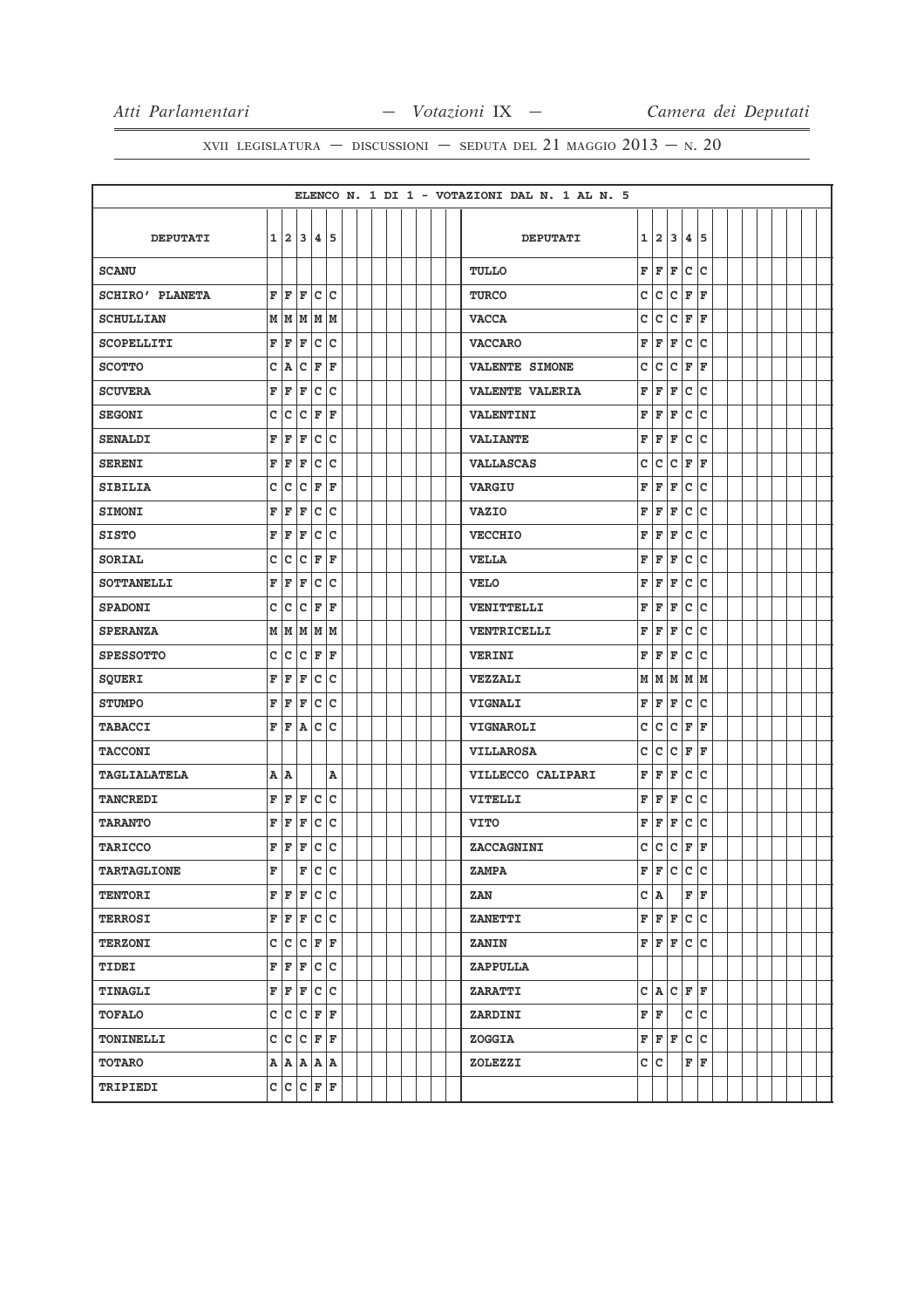ELENCO N. 1 DI 1 - VOTAZIONI DAL N. 1 AL N. 5

| DEPUTATI | 1 | 2 | 3 | 4 | 5 | DEPUTATI | 1 | 2 | 3 | 4 | 5 |
|---|---|---|---|---|---|---|---|---|---|---|---|
| SCANU | | | | | | TULLO | F | F | F | C | C |
| SCHIRO' PLANETA | F | F | F | C | C | TURCO | C | C | C | F | F |
| SCHULLIAN | M | M | M | M | M | VACCA | C | C | C | F | F |
| SCOPELLITI | F | F | F | C | C | VACCARO | F | F | F | C | C |
| SCOTTO | C | A | C | F | F | VALENTE SIMONE | C | C | C | F | F |
| SCUVERA | F | F | F | C | C | VALENTE VALERIA | F | F | F | C | C |
| SEGONI | C | C | C | F | F | VALENTINI | F | F | F | C | C |
| SENALDI | F | F | F | C | C | VALIANTE | F | F | F | C | C |
| SERENI | F | F | F | C | C | VALLASCAS | C | C | C | F | F |
| SIBILIA | C | C | C | F | F | VARGIU | F | F | F | C | C |
| SIMONI | F | F | F | C | C | VAZIO | F | F | F | C | C |
| SISTO | F | F | F | C | C | VECCHIO | F | F | F | C | C |
| SORIAL | C | C | C | F | F | VELLA | F | F | F | C | C |
| SOTTANELLI | F | F | F | C | C | VELO | F | F | F | C | C |
| SPADONI | C | C | C | F | F | VENITTELLI | F | F | F | C | C |
| SPERANZA | M | M | M | M | M | VENTRICELLI | F | F | F | C | C |
| SPESSOTTO | C | C | C | F | F | VERINI | F | F | F | C | C |
| SQUERI | F | F | F | C | C | VEZZALI | M | M | M | M | M |
| STUMPO | F | F | F | C | C | VIGNALI | F | F | F | C | C |
| TABACCI | F | F | A | C | C | VIGNAROLI | C | C | C | F | F |
| TACCONI | | | | | | VILLAROSA | C | C | C | F | F |
| TAGLIALATELA | A | A | | | A | VILLECCO CALIPARI | F | F | F | C | C |
| TANCREDI | F | F | F | C | C | VITELLI | F | F | F | C | C |
| TARANTO | F | F | F | C | C | VITO | F | F | F | C | C |
| TARICCO | F | F | F | C | C | ZACCAGNINI | C | C | C | F | F |
| TARTAGLIONE | F | | F | C | C | ZAMPA | F | F | C | C | C |
| TENTORI | F | F | F | C | C | ZAN | C | A | | F | F |
| TERROSI | F | F | F | C | C | ZANETTI | F | F | F | C | C |
| TERZONI | C | C | C | F | F | ZANIN | F | F | F | C | C |
| TIDEI | F | F | F | C | C | ZAPPULLA | | | | | |
| TINAGLI | F | F | F | C | C | ZARATTI | C | A | C | F | F |
| TOFALO | C | C | C | F | F | ZARDINI | F | F | | C | C |
| TONINELLI | C | C | C | F | F | ZOGGIA | F | F | F | C | C |
| TOTARO | A | A | A | A | A | ZOLEZZI | C | C | | F | F |
| TRIPIEDI | C | C | C | F | F | | | | | | |